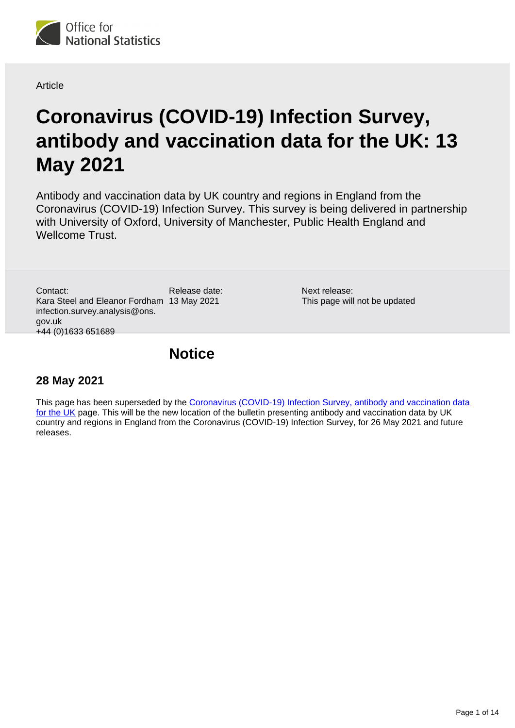Article

# Coronavirus (COVID-19) Infection Survey, antibody and vaccination data for the UK: 13 May 2021

Antibody and vaccination data by UK country and regions in England from the Coronavirus (COVID-19) Infection Survey. This survey is being delivered in partnership with University of Oxford, University of Manchester, Public Health England and Wellcome Trust.

Contact:
Kara Steel and Eleanor Fordham
infection.survey.analysis@ons.gov.uk
+44 (0)1633 651689

Release date:
13 May 2021

Next release:
This page will not be updated

## Notice

### 28 May 2021

This page has been superseded by the [Coronavirus (COVID-19) Infection Survey, antibody and vaccination data for the UK](#) page. This will be the new location of the bulletin presenting antibody and vaccination data by UK country and regions in England from the Coronavirus (COVID-19) Infection Survey, for 26 May 2021 and future releases.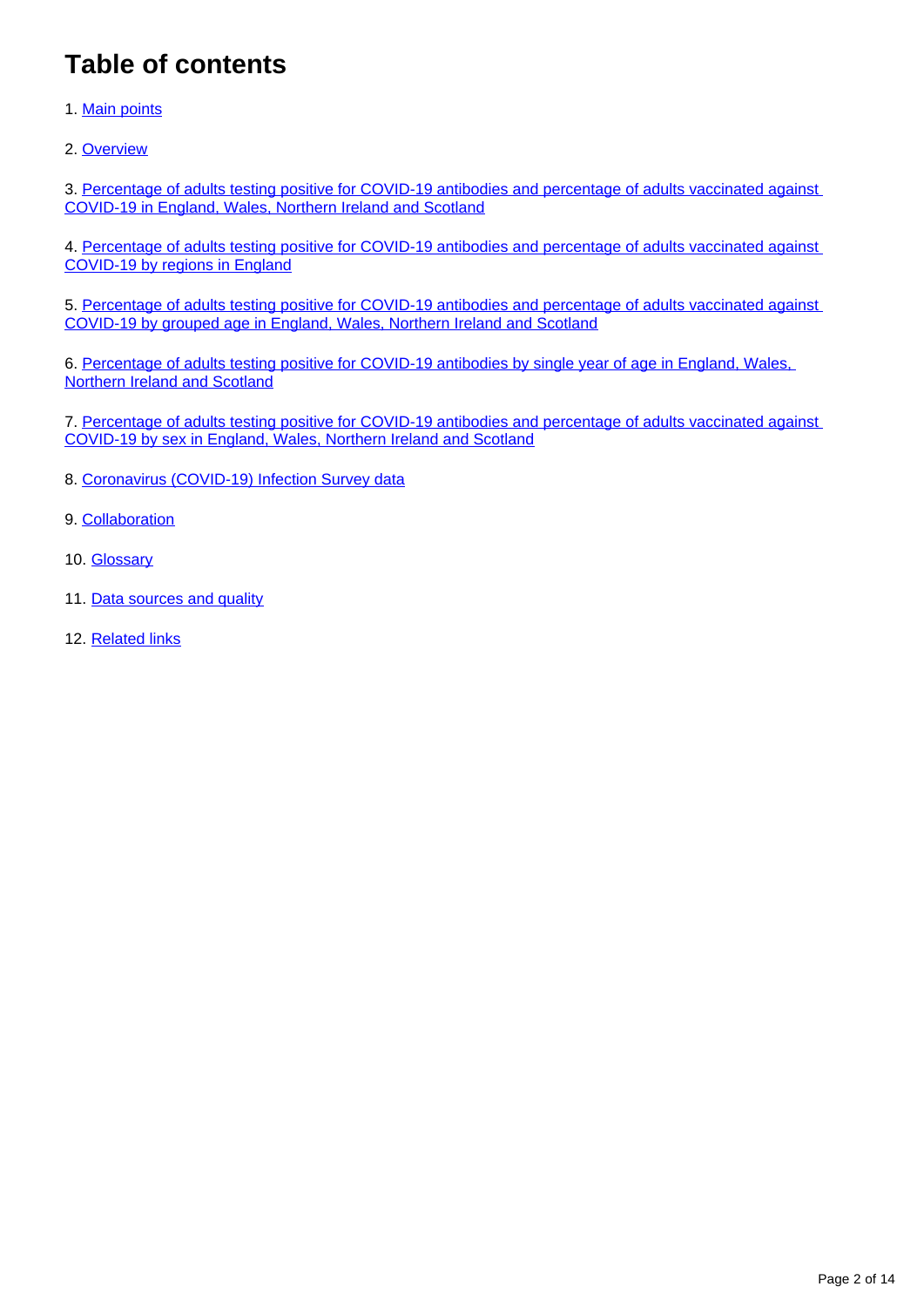# Table of contents

1. Main points

2. Overview

3. Percentage of adults testing positive for COVID-19 antibodies and percentage of adults vaccinated against COVID-19 in England, Wales, Northern Ireland and Scotland

4. Percentage of adults testing positive for COVID-19 antibodies and percentage of adults vaccinated against COVID-19 by regions in England

5. Percentage of adults testing positive for COVID-19 antibodies and percentage of adults vaccinated against COVID-19 by grouped age in England, Wales, Northern Ireland and Scotland

6. Percentage of adults testing positive for COVID-19 antibodies by single year of age in England, Wales, Northern Ireland and Scotland

7. Percentage of adults testing positive for COVID-19 antibodies and percentage of adults vaccinated against COVID-19 by sex in England, Wales, Northern Ireland and Scotland

8. Coronavirus (COVID-19) Infection Survey data

9. Collaboration

10. Glossary

11. Data sources and quality

12. Related links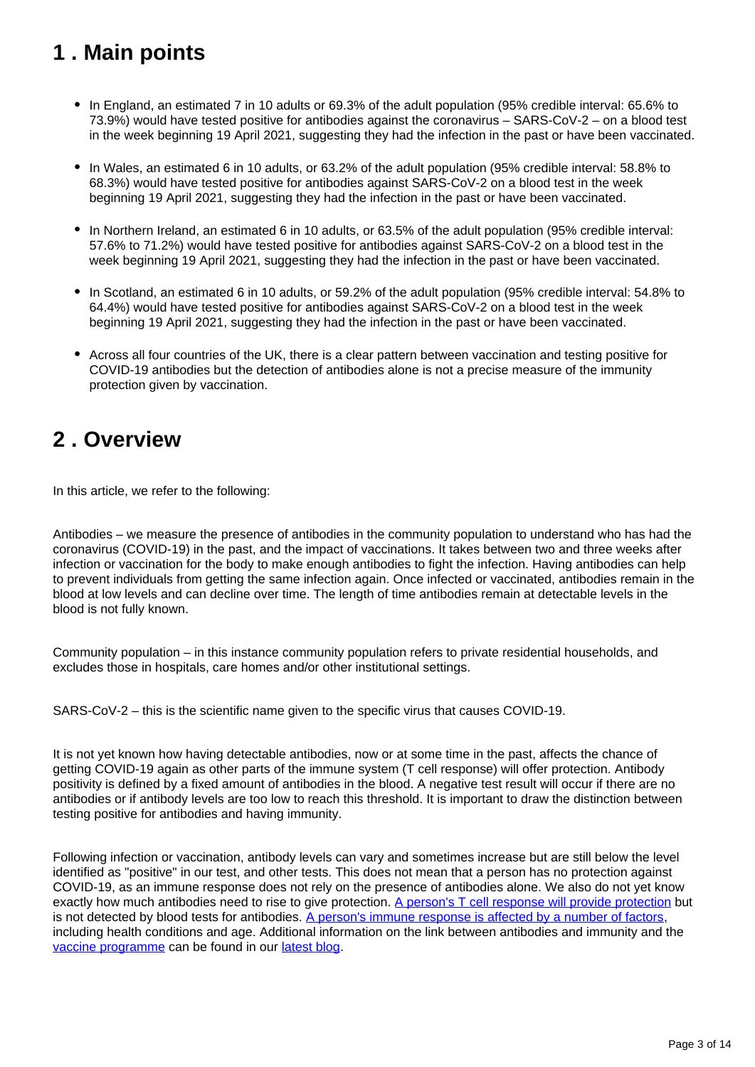## 1 . Main points

- In England, an estimated 7 in 10 adults or 69.3% of the adult population (95% credible interval: 65.6% to 73.9%) would have tested positive for antibodies against the coronavirus – SARS-CoV-2 – on a blood test in the week beginning 19 April 2021, suggesting they had the infection in the past or have been vaccinated.
- In Wales, an estimated 6 in 10 adults, or 63.2% of the adult population (95% credible interval: 58.8% to 68.3%) would have tested positive for antibodies against SARS-CoV-2 on a blood test in the week beginning 19 April 2021, suggesting they had the infection in the past or have been vaccinated.
- In Northern Ireland, an estimated 6 in 10 adults, or 63.5% of the adult population (95% credible interval: 57.6% to 71.2%) would have tested positive for antibodies against SARS-CoV-2 on a blood test in the week beginning 19 April 2021, suggesting they had the infection in the past or have been vaccinated.
- In Scotland, an estimated 6 in 10 adults, or 59.2% of the adult population (95% credible interval: 54.8% to 64.4%) would have tested positive for antibodies against SARS-CoV-2 on a blood test in the week beginning 19 April 2021, suggesting they had the infection in the past or have been vaccinated.
- Across all four countries of the UK, there is a clear pattern between vaccination and testing positive for COVID-19 antibodies but the detection of antibodies alone is not a precise measure of the immunity protection given by vaccination.

## 2 . Overview

In this article, we refer to the following:

Antibodies – we measure the presence of antibodies in the community population to understand who has had the coronavirus (COVID-19) in the past, and the impact of vaccinations. It takes between two and three weeks after infection or vaccination for the body to make enough antibodies to fight the infection. Having antibodies can help to prevent individuals from getting the same infection again. Once infected or vaccinated, antibodies remain in the blood at low levels and can decline over time. The length of time antibodies remain at detectable levels in the blood is not fully known.

Community population – in this instance community population refers to private residential households, and excludes those in hospitals, care homes and/or other institutional settings.

SARS-CoV-2 – this is the scientific name given to the specific virus that causes COVID-19.

It is not yet known how having detectable antibodies, now or at some time in the past, affects the chance of getting COVID-19 again as other parts of the immune system (T cell response) will offer protection. Antibody positivity is defined by a fixed amount of antibodies in the blood. A negative test result will occur if there are no antibodies or if antibody levels are too low to reach this threshold. It is important to draw the distinction between testing positive for antibodies and having immunity.

Following infection or vaccination, antibody levels can vary and sometimes increase but are still below the level identified as "positive" in our test, and other tests. This does not mean that a person has no protection against COVID-19, as an immune response does not rely on the presence of antibodies alone. We also do not yet know exactly how much antibodies need to rise to give protection. A person's T cell response will provide protection but is not detected by blood tests for antibodies. A person's immune response is affected by a number of factors, including health conditions and age. Additional information on the link between antibodies and immunity and the vaccine programme can be found in our latest blog.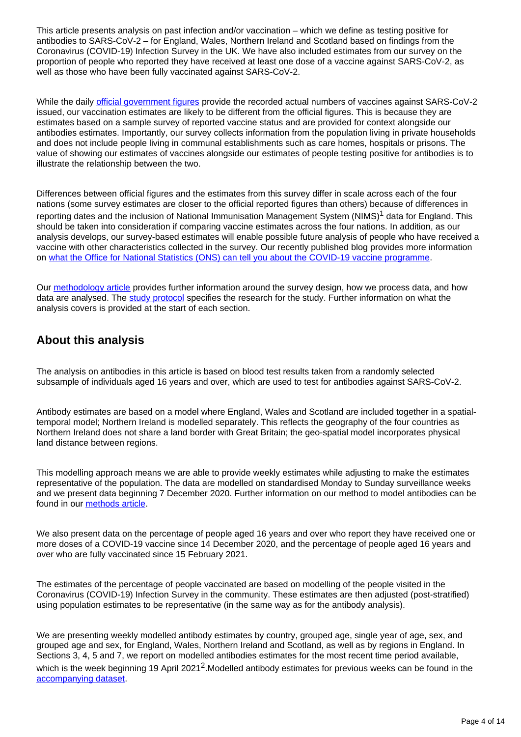This article presents analysis on past infection and/or vaccination – which we define as testing positive for antibodies to SARS-CoV-2 – for England, Wales, Northern Ireland and Scotland based on findings from the Coronavirus (COVID-19) Infection Survey in the UK. We have also included estimates from our survey on the proportion of people who reported they have received at least one dose of a vaccine against SARS-CoV-2, as well as those who have been fully vaccinated against SARS-CoV-2.

While the daily official government figures provide the recorded actual numbers of vaccines against SARS-CoV-2 issued, our vaccination estimates are likely to be different from the official figures. This is because they are estimates based on a sample survey of reported vaccine status and are provided for context alongside our antibodies estimates. Importantly, our survey collects information from the population living in private households and does not include people living in communal establishments such as care homes, hospitals or prisons. The value of showing our estimates of vaccines alongside our estimates of people testing positive for antibodies is to illustrate the relationship between the two.

Differences between official figures and the estimates from this survey differ in scale across each of the four nations (some survey estimates are closer to the official reported figures than others) because of differences in reporting dates and the inclusion of National Immunisation Management System (NIMS)[1] data for England. This should be taken into consideration if comparing vaccine estimates across the four nations. In addition, as our analysis develops, our survey-based estimates will enable possible future analysis of people who have received a vaccine with other characteristics collected in the survey. Our recently published blog provides more information on what the Office for National Statistics (ONS) can tell you about the COVID-19 vaccine programme.

Our methodology article provides further information around the survey design, how we process data, and how data are analysed. The study protocol specifies the research for the study. Further information on what the analysis covers is provided at the start of each section.

## About this analysis

The analysis on antibodies in this article is based on blood test results taken from a randomly selected subsample of individuals aged 16 years and over, which are used to test for antibodies against SARS-CoV-2.

Antibody estimates are based on a model where England, Wales and Scotland are included together in a spatial-temporal model; Northern Ireland is modelled separately. This reflects the geography of the four countries as Northern Ireland does not share a land border with Great Britain; the geo-spatial model incorporates physical land distance between regions.

This modelling approach means we are able to provide weekly estimates while adjusting to make the estimates representative of the population. The data are modelled on standardised Monday to Sunday surveillance weeks and we present data beginning 7 December 2020. Further information on our method to model antibodies can be found in our methods article.

We also present data on the percentage of people aged 16 years and over who report they have received one or more doses of a COVID-19 vaccine since 14 December 2020, and the percentage of people aged 16 years and over who are fully vaccinated since 15 February 2021.

The estimates of the percentage of people vaccinated are based on modelling of the people visited in the Coronavirus (COVID-19) Infection Survey in the community. These estimates are then adjusted (post-stratified) using population estimates to be representative (in the same way as for the antibody analysis).

We are presenting weekly modelled antibody estimates by country, grouped age, single year of age, sex, and grouped age and sex, for England, Wales, Northern Ireland and Scotland, as well as by regions in England. In Sections 3, 4, 5 and 7, we report on modelled antibodies estimates for the most recent time period available, which is the week beginning 19 April 2021[2].Modelled antibody estimates for previous weeks can be found in the accompanying dataset.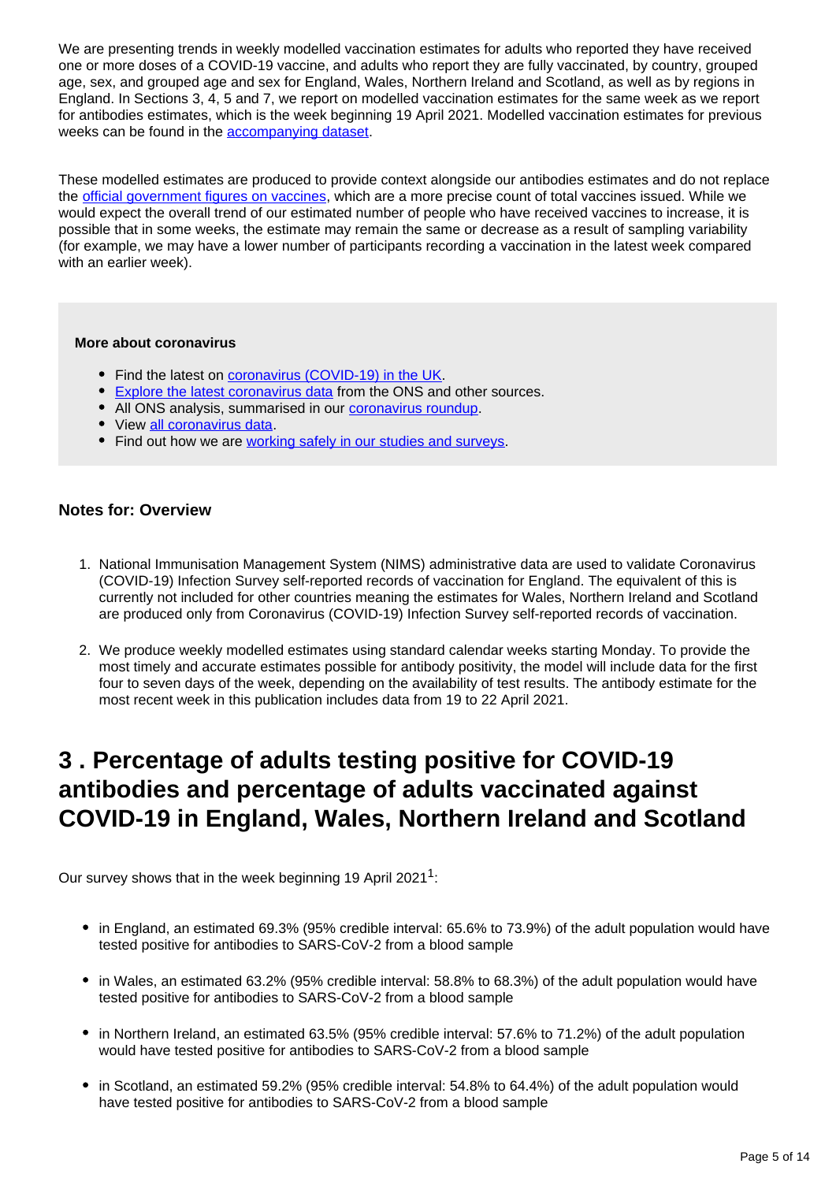We are presenting trends in weekly modelled vaccination estimates for adults who reported they have received one or more doses of a COVID-19 vaccine, and adults who report they are fully vaccinated, by country, grouped age, sex, and grouped age and sex for England, Wales, Northern Ireland and Scotland, as well as by regions in England. In Sections 3, 4, 5 and 7, we report on modelled vaccination estimates for the same week as we report for antibodies estimates, which is the week beginning 19 April 2021. Modelled vaccination estimates for previous weeks can be found in the accompanying dataset.

These modelled estimates are produced to provide context alongside our antibodies estimates and do not replace the official government figures on vaccines, which are a more precise count of total vaccines issued. While we would expect the overall trend of our estimated number of people who have received vaccines to increase, it is possible that in some weeks, the estimate may remain the same or decrease as a result of sampling variability (for example, we may have a lower number of participants recording a vaccination in the latest week compared with an earlier week).

**More about coronavirus**

- Find the latest on coronavirus (COVID-19) in the UK.
- Explore the latest coronavirus data from the ONS and other sources.
- All ONS analysis, summarised in our coronavirus roundup.
- View all coronavirus data.
- Find out how we are working safely in our studies and surveys.

### Notes for: Overview

1. National Immunisation Management System (NIMS) administrative data are used to validate Coronavirus (COVID-19) Infection Survey self-reported records of vaccination for England. The equivalent of this is currently not included for other countries meaning the estimates for Wales, Northern Ireland and Scotland are produced only from Coronavirus (COVID-19) Infection Survey self-reported records of vaccination.

2. We produce weekly modelled estimates using standard calendar weeks starting Monday. To provide the most timely and accurate estimates possible for antibody positivity, the model will include data for the first four to seven days of the week, depending on the availability of test results. The antibody estimate for the most recent week in this publication includes data from 19 to 22 April 2021.

## 3 . Percentage of adults testing positive for COVID-19 antibodies and percentage of adults vaccinated against COVID-19 in England, Wales, Northern Ireland and Scotland

Our survey shows that in the week beginning 19 April 2021[1]:

- in England, an estimated 69.3% (95% credible interval: 65.6% to 73.9%) of the adult population would have tested positive for antibodies to SARS-CoV-2 from a blood sample

- in Wales, an estimated 63.2% (95% credible interval: 58.8% to 68.3%) of the adult population would have tested positive for antibodies to SARS-CoV-2 from a blood sample

- in Northern Ireland, an estimated 63.5% (95% credible interval: 57.6% to 71.2%) of the adult population would have tested positive for antibodies to SARS-CoV-2 from a blood sample

- in Scotland, an estimated 59.2% (95% credible interval: 54.8% to 64.4%) of the adult population would have tested positive for antibodies to SARS-CoV-2 from a blood sample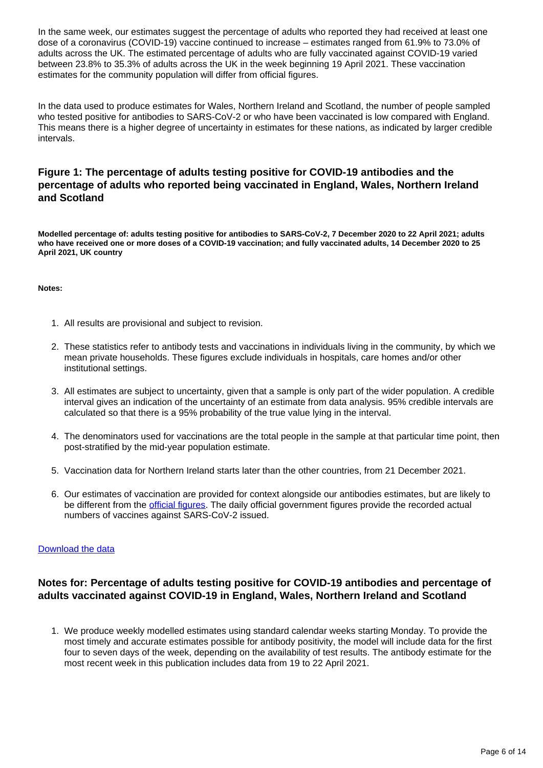In the same week, our estimates suggest the percentage of adults who reported they had received at least one dose of a coronavirus (COVID-19) vaccine continued to increase – estimates ranged from 61.9% to 73.0% of adults across the UK. The estimated percentage of adults who are fully vaccinated against COVID-19 varied between 23.8% to 35.3% of adults across the UK in the week beginning 19 April 2021. These vaccination estimates for the community population will differ from official figures.

In the data used to produce estimates for Wales, Northern Ireland and Scotland, the number of people sampled who tested positive for antibodies to SARS-CoV-2 or who have been vaccinated is low compared with England. This means there is a higher degree of uncertainty in estimates for these nations, as indicated by larger credible intervals.

### Figure 1: The percentage of adults testing positive for COVID-19 antibodies and the percentage of adults who reported being vaccinated in England, Wales, Northern Ireland and Scotland

**Modelled percentage of: adults testing positive for antibodies to SARS-CoV-2, 7 December 2020 to 22 April 2021; adults who have received one or more doses of a COVID-19 vaccination; and fully vaccinated adults, 14 December 2020 to 25 April 2021, UK country**

**Notes:**

1. All results are provisional and subject to revision.
2. These statistics refer to antibody tests and vaccinations in individuals living in the community, by which we mean private households. These figures exclude individuals in hospitals, care homes and/or other institutional settings.
3. All estimates are subject to uncertainty, given that a sample is only part of the wider population. A credible interval gives an indication of the uncertainty of an estimate from data analysis. 95% credible intervals are calculated so that there is a 95% probability of the true value lying in the interval.
4. The denominators used for vaccinations are the total people in the sample at that particular time point, then post-stratified by the mid-year population estimate.
5. Vaccination data for Northern Ireland starts later than the other countries, from 21 December 2021.
6. Our estimates of vaccination are provided for context alongside our antibodies estimates, but are likely to be different from the official figures. The daily official government figures provide the recorded actual numbers of vaccines against SARS-CoV-2 issued.

Download the data

### Notes for: Percentage of adults testing positive for COVID-19 antibodies and percentage of adults vaccinated against COVID-19 in England, Wales, Northern Ireland and Scotland

1. We produce weekly modelled estimates using standard calendar weeks starting Monday. To provide the most timely and accurate estimates possible for antibody positivity, the model will include data for the first four to seven days of the week, depending on the availability of test results. The antibody estimate for the most recent week in this publication includes data from 19 to 22 April 2021.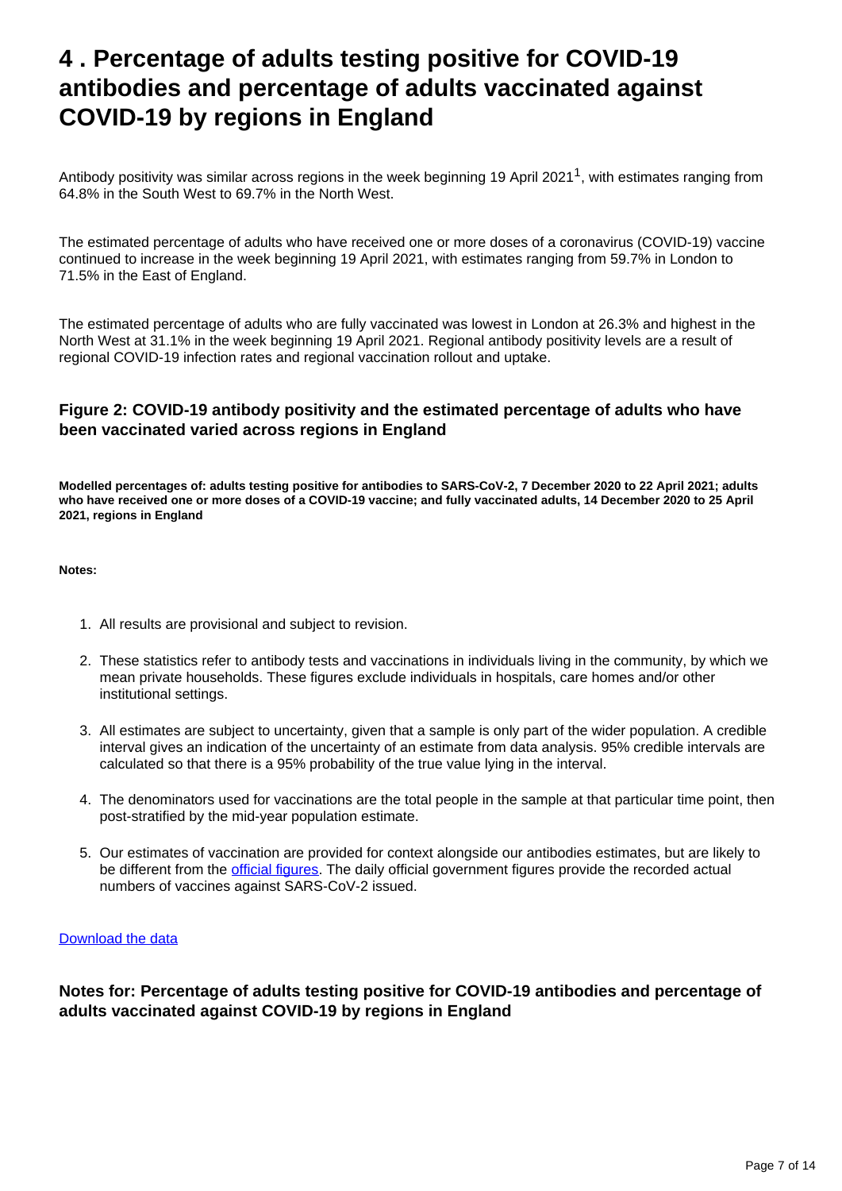# 4 . Percentage of adults testing positive for COVID-19 antibodies and percentage of adults vaccinated against COVID-19 by regions in England

Antibody positivity was similar across regions in the week beginning 19 April 2021[1], with estimates ranging from 64.8% in the South West to 69.7% in the North West.

The estimated percentage of adults who have received one or more doses of a coronavirus (COVID-19) vaccine continued to increase in the week beginning 19 April 2021, with estimates ranging from 59.7% in London to 71.5% in the East of England.

The estimated percentage of adults who are fully vaccinated was lowest in London at 26.3% and highest in the North West at 31.1% in the week beginning 19 April 2021. Regional antibody positivity levels are a result of regional COVID-19 infection rates and regional vaccination rollout and uptake.

### Figure 2: COVID-19 antibody positivity and the estimated percentage of adults who have been vaccinated varied across regions in England

**Modelled percentages of: adults testing positive for antibodies to SARS-CoV-2, 7 December 2020 to 22 April 2021; adults who have received one or more doses of a COVID-19 vaccine; and fully vaccinated adults, 14 December 2020 to 25 April 2021, regions in England**

**Notes:**

1. All results are provisional and subject to revision.
2. These statistics refer to antibody tests and vaccinations in individuals living in the community, by which we mean private households. These figures exclude individuals in hospitals, care homes and/or other institutional settings.
3. All estimates are subject to uncertainty, given that a sample is only part of the wider population. A credible interval gives an indication of the uncertainty of an estimate from data analysis. 95% credible intervals are calculated so that there is a 95% probability of the true value lying in the interval.
4. The denominators used for vaccinations are the total people in the sample at that particular time point, then post-stratified by the mid-year population estimate.
5. Our estimates of vaccination are provided for context alongside our antibodies estimates, but are likely to be different from the official figures. The daily official government figures provide the recorded actual numbers of vaccines against SARS-CoV-2 issued.

Download the data

### Notes for: Percentage of adults testing positive for COVID-19 antibodies and percentage of adults vaccinated against COVID-19 by regions in England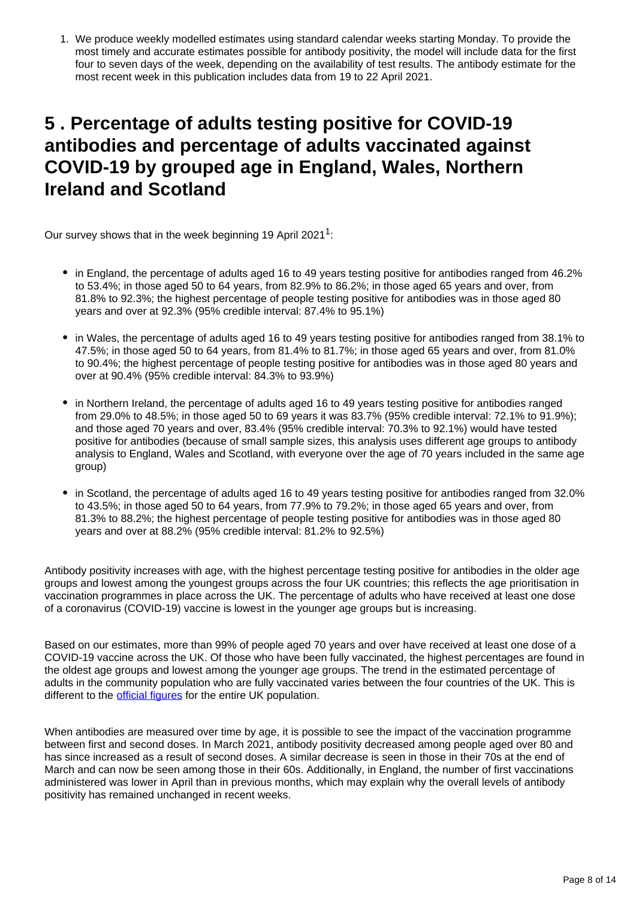1. We produce weekly modelled estimates using standard calendar weeks starting Monday. To provide the most timely and accurate estimates possible for antibody positivity, the model will include data for the first four to seven days of the week, depending on the availability of test results. The antibody estimate for the most recent week in this publication includes data from 19 to 22 April 2021.

## 5 . Percentage of adults testing positive for COVID-19 antibodies and percentage of adults vaccinated against COVID-19 by grouped age in England, Wales, Northern Ireland and Scotland

Our survey shows that in the week beginning 19 April 2021[1]:

- in England, the percentage of adults aged 16 to 49 years testing positive for antibodies ranged from 46.2% to 53.4%; in those aged 50 to 64 years, from 82.9% to 86.2%; in those aged 65 years and over, from 81.8% to 92.3%; the highest percentage of people testing positive for antibodies was in those aged 80 years and over at 92.3% (95% credible interval: 87.4% to 95.1%)

- in Wales, the percentage of adults aged 16 to 49 years testing positive for antibodies ranged from 38.1% to 47.5%; in those aged 50 to 64 years, from 81.4% to 81.7%; in those aged 65 years and over, from 81.0% to 90.4%; the highest percentage of people testing positive for antibodies was in those aged 80 years and over at 90.4% (95% credible interval: 84.3% to 93.9%)

- in Northern Ireland, the percentage of adults aged 16 to 49 years testing positive for antibodies ranged from 29.0% to 48.5%; in those aged 50 to 69 years it was 83.7% (95% credible interval: 72.1% to 91.9%); and those aged 70 years and over, 83.4% (95% credible interval: 70.3% to 92.1%) would have tested positive for antibodies (because of small sample sizes, this analysis uses different age groups to antibody analysis to England, Wales and Scotland, with everyone over the age of 70 years included in the same age group)

- in Scotland, the percentage of adults aged 16 to 49 years testing positive for antibodies ranged from 32.0% to 43.5%; in those aged 50 to 64 years, from 77.9% to 79.2%; in those aged 65 years and over, from 81.3% to 88.2%; the highest percentage of people testing positive for antibodies was in those aged 80 years and over at 88.2% (95% credible interval: 81.2% to 92.5%)

Antibody positivity increases with age, with the highest percentage testing positive for antibodies in the older age groups and lowest among the youngest groups across the four UK countries; this reflects the age prioritisation in vaccination programmes in place across the UK. The percentage of adults who have received at least one dose of a coronavirus (COVID-19) vaccine is lowest in the younger age groups but is increasing.

Based on our estimates, more than 99% of people aged 70 years and over have received at least one dose of a COVID-19 vaccine across the UK. Of those who have been fully vaccinated, the highest percentages are found in the oldest age groups and lowest among the younger age groups. The trend in the estimated percentage of adults in the community population who are fully vaccinated varies between the four countries of the UK. This is different to the official figures for the entire UK population.

When antibodies are measured over time by age, it is possible to see the impact of the vaccination programme between first and second doses. In March 2021, antibody positivity decreased among people aged over 80 and has since increased as a result of second doses. A similar decrease is seen in those in their 70s at the end of March and can now be seen among those in their 60s. Additionally, in England, the number of first vaccinations administered was lower in April than in previous months, which may explain why the overall levels of antibody positivity has remained unchanged in recent weeks.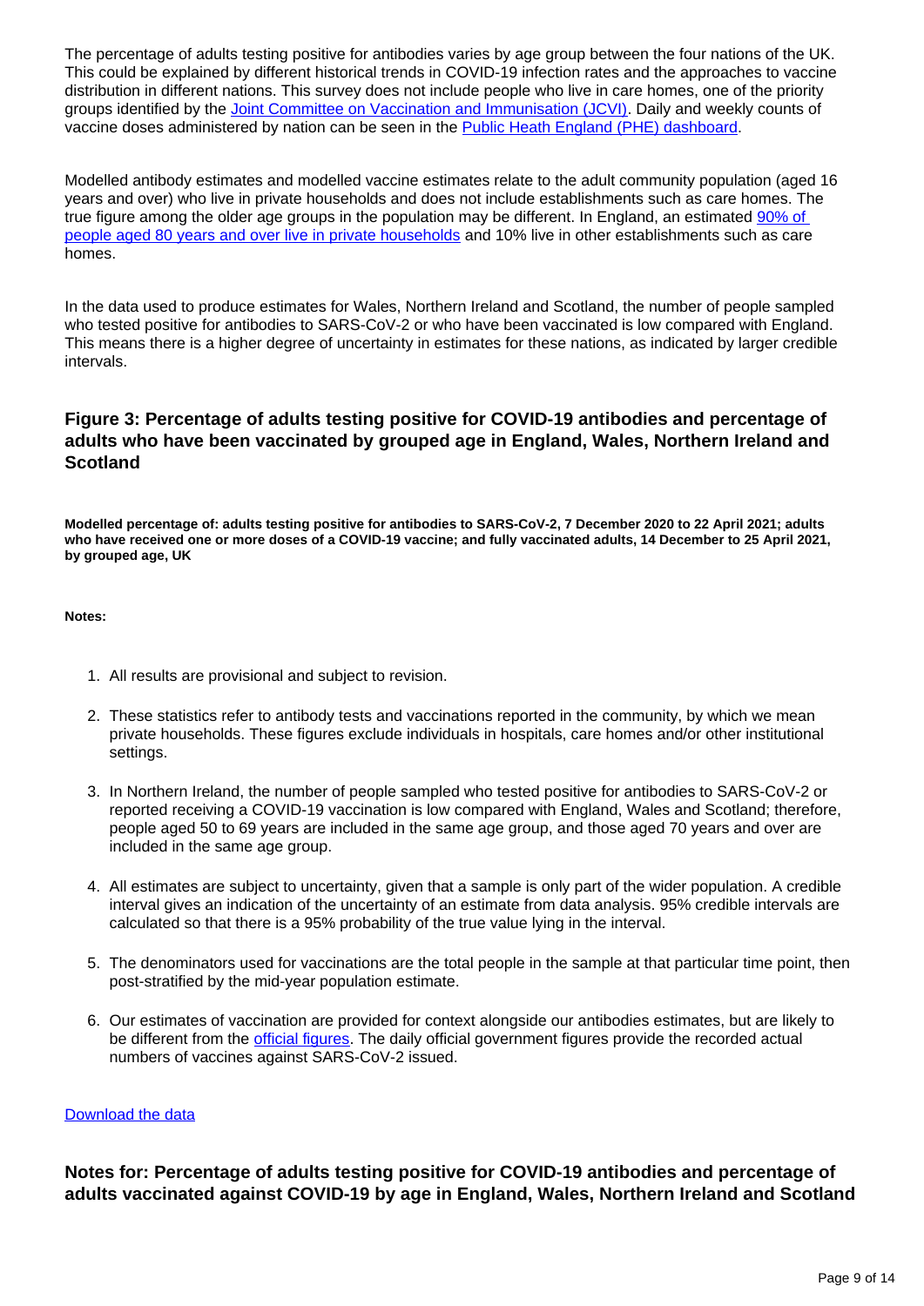The percentage of adults testing positive for antibodies varies by age group between the four nations of the UK. This could be explained by different historical trends in COVID-19 infection rates and the approaches to vaccine distribution in different nations. This survey does not include people who live in care homes, one of the priority groups identified by the Joint Committee on Vaccination and Immunisation (JCVI). Daily and weekly counts of vaccine doses administered by nation can be seen in the Public Heath England (PHE) dashboard.

Modelled antibody estimates and modelled vaccine estimates relate to the adult community population (aged 16 years and over) who live in private households and does not include establishments such as care homes. The true figure among the older age groups in the population may be different. In England, an estimated 90% of people aged 80 years and over live in private households and 10% live in other establishments such as care homes.

In the data used to produce estimates for Wales, Northern Ireland and Scotland, the number of people sampled who tested positive for antibodies to SARS-CoV-2 or who have been vaccinated is low compared with England. This means there is a higher degree of uncertainty in estimates for these nations, as indicated by larger credible intervals.

### Figure 3: Percentage of adults testing positive for COVID-19 antibodies and percentage of adults who have been vaccinated by grouped age in England, Wales, Northern Ireland and Scotland

**Modelled percentage of: adults testing positive for antibodies to SARS-CoV-2, 7 December 2020 to 22 April 2021; adults who have received one or more doses of a COVID-19 vaccine; and fully vaccinated adults, 14 December to 25 April 2021, by grouped age, UK**

**Notes:**

1. All results are provisional and subject to revision.
2. These statistics refer to antibody tests and vaccinations reported in the community, by which we mean private households. These figures exclude individuals in hospitals, care homes and/or other institutional settings.
3. In Northern Ireland, the number of people sampled who tested positive for antibodies to SARS-CoV-2 or reported receiving a COVID-19 vaccination is low compared with England, Wales and Scotland; therefore, people aged 50 to 69 years are included in the same age group, and those aged 70 years and over are included in the same age group.
4. All estimates are subject to uncertainty, given that a sample is only part of the wider population. A credible interval gives an indication of the uncertainty of an estimate from data analysis. 95% credible intervals are calculated so that there is a 95% probability of the true value lying in the interval.
5. The denominators used for vaccinations are the total people in the sample at that particular time point, then post-stratified by the mid-year population estimate.
6. Our estimates of vaccination are provided for context alongside our antibodies estimates, but are likely to be different from the official figures. The daily official government figures provide the recorded actual numbers of vaccines against SARS-CoV-2 issued.

Download the data

### Notes for: Percentage of adults testing positive for COVID-19 antibodies and percentage of adults vaccinated against COVID-19 by age in England, Wales, Northern Ireland and Scotland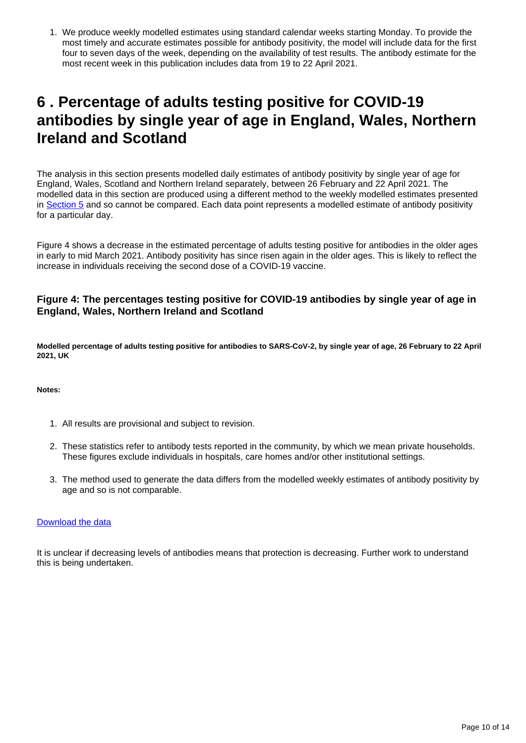1. We produce weekly modelled estimates using standard calendar weeks starting Monday. To provide the most timely and accurate estimates possible for antibody positivity, the model will include data for the first four to seven days of the week, depending on the availability of test results. The antibody estimate for the most recent week in this publication includes data from 19 to 22 April 2021.

# 6 . Percentage of adults testing positive for COVID-19 antibodies by single year of age in England, Wales, Northern Ireland and Scotland

The analysis in this section presents modelled daily estimates of antibody positivity by single year of age for England, Wales, Scotland and Northern Ireland separately, between 26 February and 22 April 2021. The modelled data in this section are produced using a different method to the weekly modelled estimates presented in Section 5 and so cannot be compared. Each data point represents a modelled estimate of antibody positivity for a particular day.

Figure 4 shows a decrease in the estimated percentage of adults testing positive for antibodies in the older ages in early to mid March 2021. Antibody positivity has since risen again in the older ages. This is likely to reflect the increase in individuals receiving the second dose of a COVID-19 vaccine.

### Figure 4: The percentages testing positive for COVID-19 antibodies by single year of age in England, Wales, Northern Ireland and Scotland

**Modelled percentage of adults testing positive for antibodies to SARS-CoV-2, by single year of age, 26 February to 22 April 2021, UK**

**Notes:**

1. All results are provisional and subject to revision.
2. These statistics refer to antibody tests reported in the community, by which we mean private households. These figures exclude individuals in hospitals, care homes and/or other institutional settings.
3. The method used to generate the data differs from the modelled weekly estimates of antibody positivity by age and so is not comparable.

Download the data

It is unclear if decreasing levels of antibodies means that protection is decreasing. Further work to understand this is being undertaken.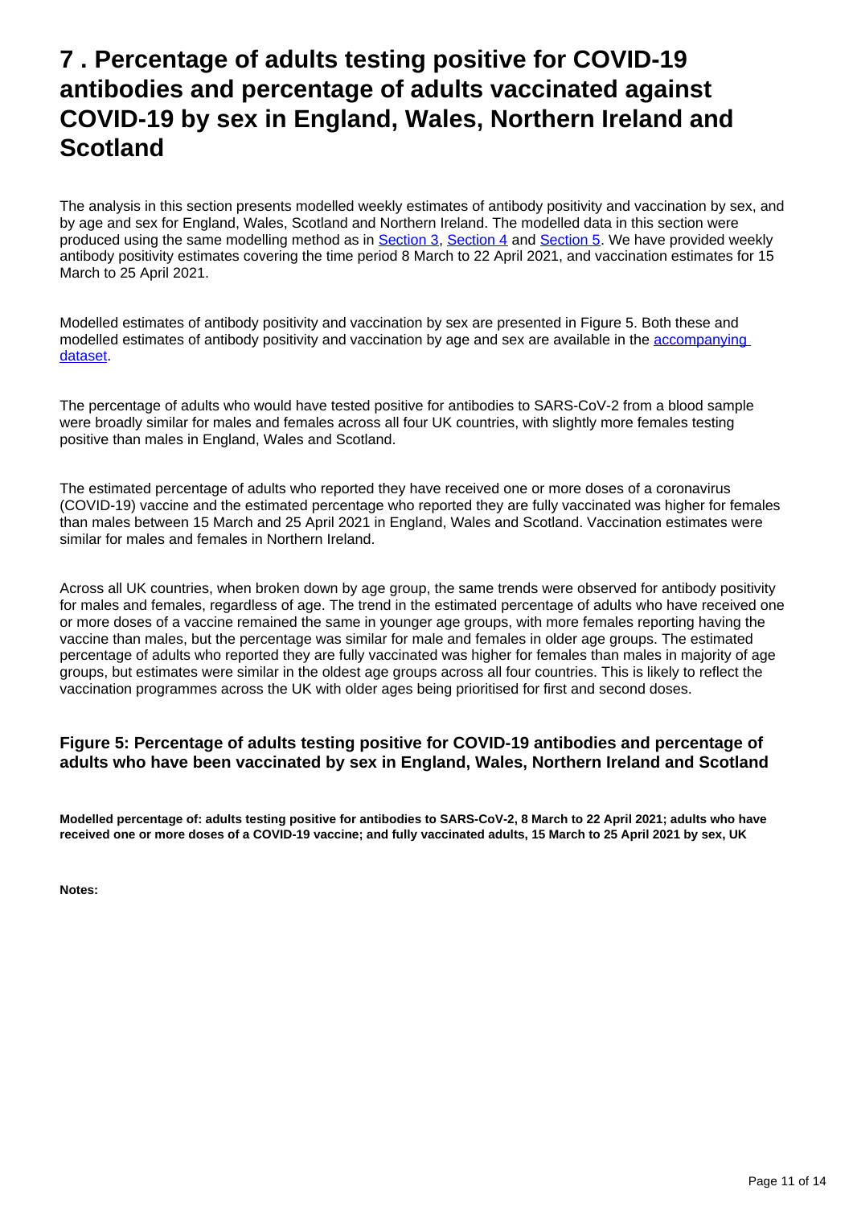# 7 . Percentage of adults testing positive for COVID-19 antibodies and percentage of adults vaccinated against COVID-19 by sex in England, Wales, Northern Ireland and Scotland

The analysis in this section presents modelled weekly estimates of antibody positivity and vaccination by sex, and by age and sex for England, Wales, Scotland and Northern Ireland. The modelled data in this section were produced using the same modelling method as in Section 3, Section 4 and Section 5. We have provided weekly antibody positivity estimates covering the time period 8 March to 22 April 2021, and vaccination estimates for 15 March to 25 April 2021.

Modelled estimates of antibody positivity and vaccination by sex are presented in Figure 5. Both these and modelled estimates of antibody positivity and vaccination by age and sex are available in the accompanying dataset.

The percentage of adults who would have tested positive for antibodies to SARS-CoV-2 from a blood sample were broadly similar for males and females across all four UK countries, with slightly more females testing positive than males in England, Wales and Scotland.

The estimated percentage of adults who reported they have received one or more doses of a coronavirus (COVID-19) vaccine and the estimated percentage who reported they are fully vaccinated was higher for females than males between 15 March and 25 April 2021 in England, Wales and Scotland. Vaccination estimates were similar for males and females in Northern Ireland.

Across all UK countries, when broken down by age group, the same trends were observed for antibody positivity for males and females, regardless of age. The trend in the estimated percentage of adults who have received one or more doses of a vaccine remained the same in younger age groups, with more females reporting having the vaccine than males, but the percentage was similar for male and females in older age groups. The estimated percentage of adults who reported they are fully vaccinated was higher for females than males in majority of age groups, but estimates were similar in the oldest age groups across all four countries. This is likely to reflect the vaccination programmes across the UK with older ages being prioritised for first and second doses.

### Figure 5: Percentage of adults testing positive for COVID-19 antibodies and percentage of adults who have been vaccinated by sex in England, Wales, Northern Ireland and Scotland

**Modelled percentage of: adults testing positive for antibodies to SARS-CoV-2, 8 March to 22 April 2021; adults who have received one or more doses of a COVID-19 vaccine; and fully vaccinated adults, 15 March to 25 April 2021 by sex, UK**

**Notes:**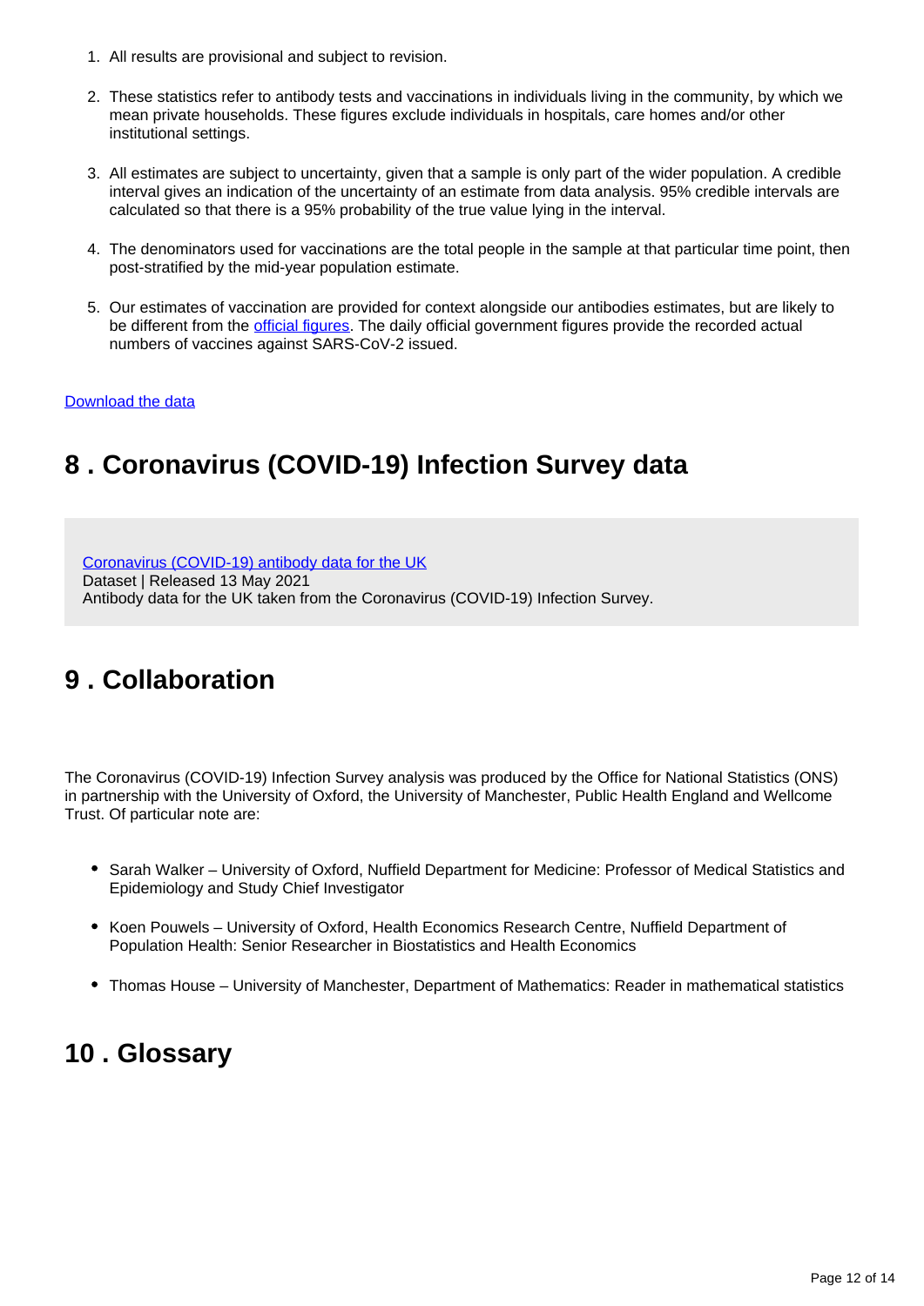1. All results are provisional and subject to revision.

2. These statistics refer to antibody tests and vaccinations in individuals living in the community, by which we mean private households. These figures exclude individuals in hospitals, care homes and/or other institutional settings.

3. All estimates are subject to uncertainty, given that a sample is only part of the wider population. A credible interval gives an indication of the uncertainty of an estimate from data analysis. 95% credible intervals are calculated so that there is a 95% probability of the true value lying in the interval.

4. The denominators used for vaccinations are the total people in the sample at that particular time point, then post-stratified by the mid-year population estimate.

5. Our estimates of vaccination are provided for context alongside our antibodies estimates, but are likely to be different from the official figures. The daily official government figures provide the recorded actual numbers of vaccines against SARS-CoV-2 issued.

Download the data

## 8 . Coronavirus (COVID-19) Infection Survey data

Coronavirus (COVID-19) antibody data for the UK
Dataset | Released 13 May 2021
Antibody data for the UK taken from the Coronavirus (COVID-19) Infection Survey.

## 9 . Collaboration

The Coronavirus (COVID-19) Infection Survey analysis was produced by the Office for National Statistics (ONS) in partnership with the University of Oxford, the University of Manchester, Public Health England and Wellcome Trust. Of particular note are:

- Sarah Walker – University of Oxford, Nuffield Department for Medicine: Professor of Medical Statistics and Epidemiology and Study Chief Investigator
- Koen Pouwels – University of Oxford, Health Economics Research Centre, Nuffield Department of Population Health: Senior Researcher in Biostatistics and Health Economics
- Thomas House – University of Manchester, Department of Mathematics: Reader in mathematical statistics

## 10 . Glossary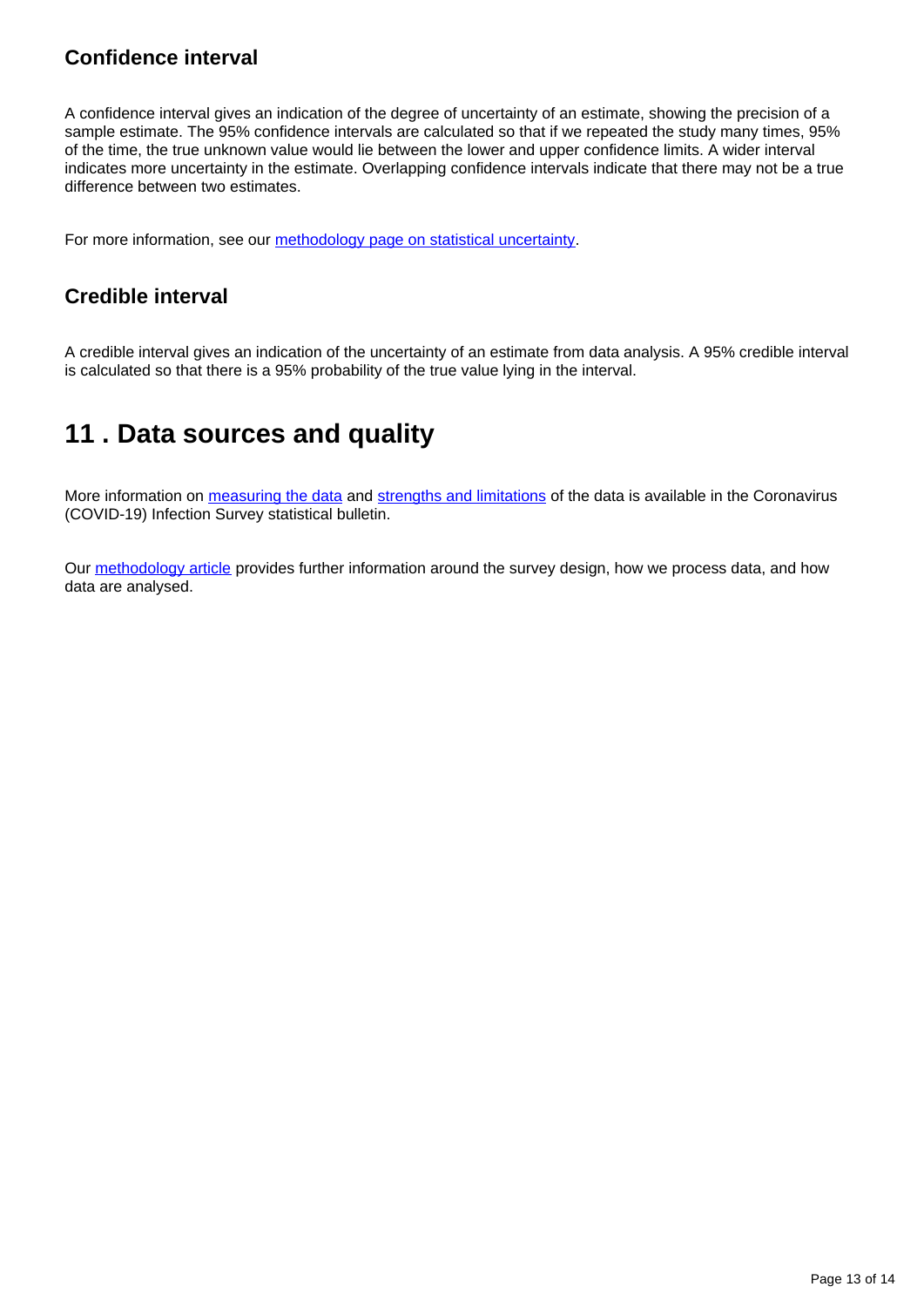### Confidence interval

A confidence interval gives an indication of the degree of uncertainty of an estimate, showing the precision of a sample estimate. The 95% confidence intervals are calculated so that if we repeated the study many times, 95% of the time, the true unknown value would lie between the lower and upper confidence limits. A wider interval indicates more uncertainty in the estimate. Overlapping confidence intervals indicate that there may not be a true difference between two estimates.

For more information, see our methodology page on statistical uncertainty.

### Credible interval

A credible interval gives an indication of the uncertainty of an estimate from data analysis. A 95% credible interval is calculated so that there is a 95% probability of the true value lying in the interval.

## 11 . Data sources and quality

More information on measuring the data and strengths and limitations of the data is available in the Coronavirus (COVID-19) Infection Survey statistical bulletin.

Our methodology article provides further information around the survey design, how we process data, and how data are analysed.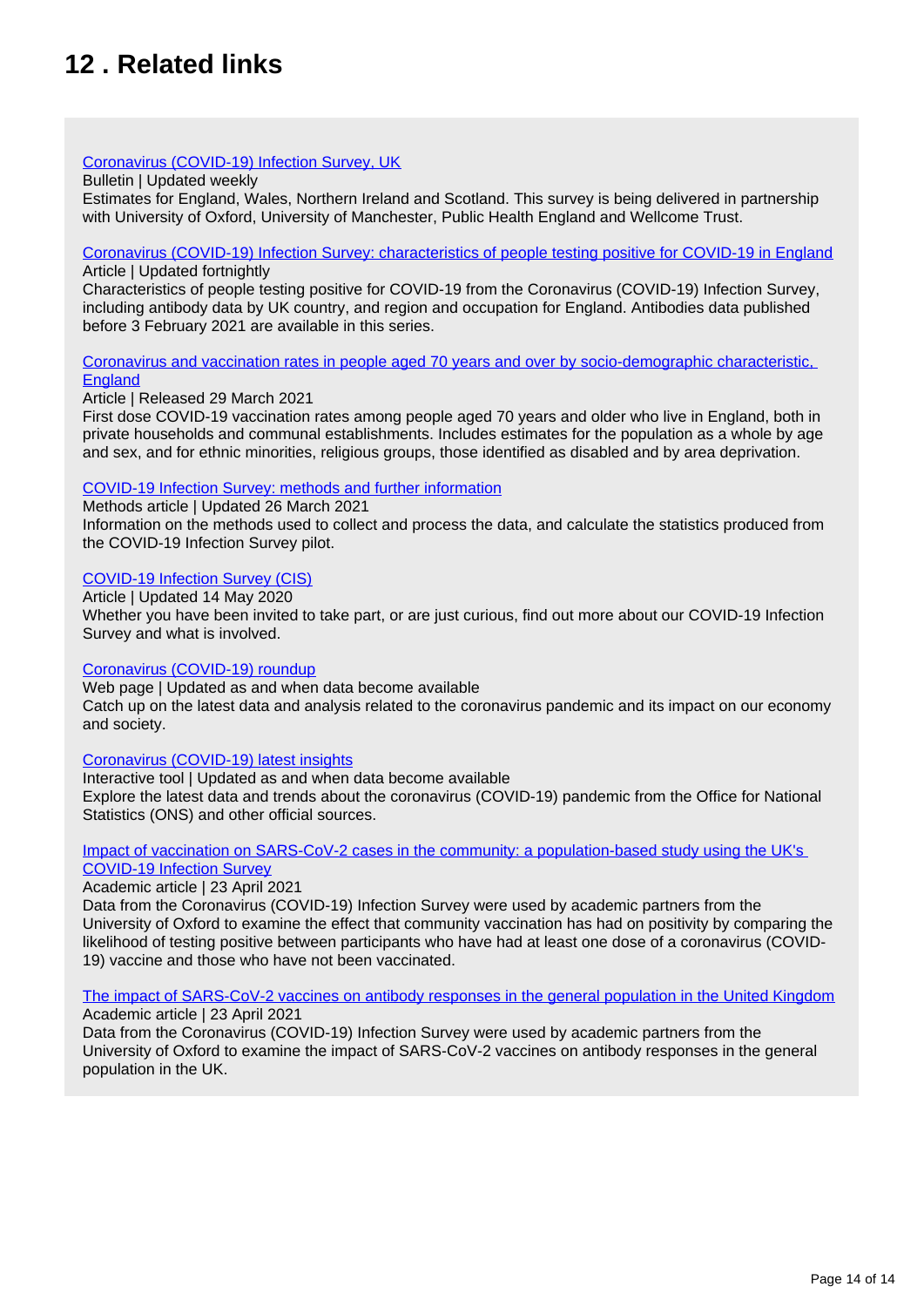## 12 . Related links

[Coronavirus (COVID-19) Infection Survey, UK]
Bulletin | Updated weekly
Estimates for England, Wales, Northern Ireland and Scotland. This survey is being delivered in partnership with University of Oxford, University of Manchester, Public Health England and Wellcome Trust.

[Coronavirus (COVID-19) Infection Survey: characteristics of people testing positive for COVID-19 in England]
Article | Updated fortnightly
Characteristics of people testing positive for COVID-19 from the Coronavirus (COVID-19) Infection Survey, including antibody data by UK country, and region and occupation for England. Antibodies data published before 3 February 2021 are available in this series.

[Coronavirus and vaccination rates in people aged 70 years and over by socio-demographic characteristic, England]
Article | Released 29 March 2021
First dose COVID-19 vaccination rates among people aged 70 years and older who live in England, both in private households and communal establishments. Includes estimates for the population as a whole by age and sex, and for ethnic minorities, religious groups, those identified as disabled and by area deprivation.

[COVID-19 Infection Survey: methods and further information]
Methods article | Updated 26 March 2021
Information on the methods used to collect and process the data, and calculate the statistics produced from the COVID-19 Infection Survey pilot.

[COVID-19 Infection Survey (CIS)]
Article | Updated 14 May 2020
Whether you have been invited to take part, or are just curious, find out more about our COVID-19 Infection Survey and what is involved.

[Coronavirus (COVID-19) roundup]
Web page | Updated as and when data become available
Catch up on the latest data and analysis related to the coronavirus pandemic and its impact on our economy and society.

[Coronavirus (COVID-19) latest insights]
Interactive tool | Updated as and when data become available
Explore the latest data and trends about the coronavirus (COVID-19) pandemic from the Office for National Statistics (ONS) and other official sources.

[Impact of vaccination on SARS-CoV-2 cases in the community: a population-based study using the UK's COVID-19 Infection Survey]
Academic article | 23 April 2021
Data from the Coronavirus (COVID-19) Infection Survey were used by academic partners from the University of Oxford to examine the effect that community vaccination has had on positivity by comparing the likelihood of testing positive between participants who have had at least one dose of a coronavirus (COVID-19) vaccine and those who have not been vaccinated.

[The impact of SARS-CoV-2 vaccines on antibody responses in the general population in the United Kingdom]
Academic article | 23 April 2021
Data from the Coronavirus (COVID-19) Infection Survey were used by academic partners from the University of Oxford to examine the impact of SARS-CoV-2 vaccines on antibody responses in the general population in the UK.